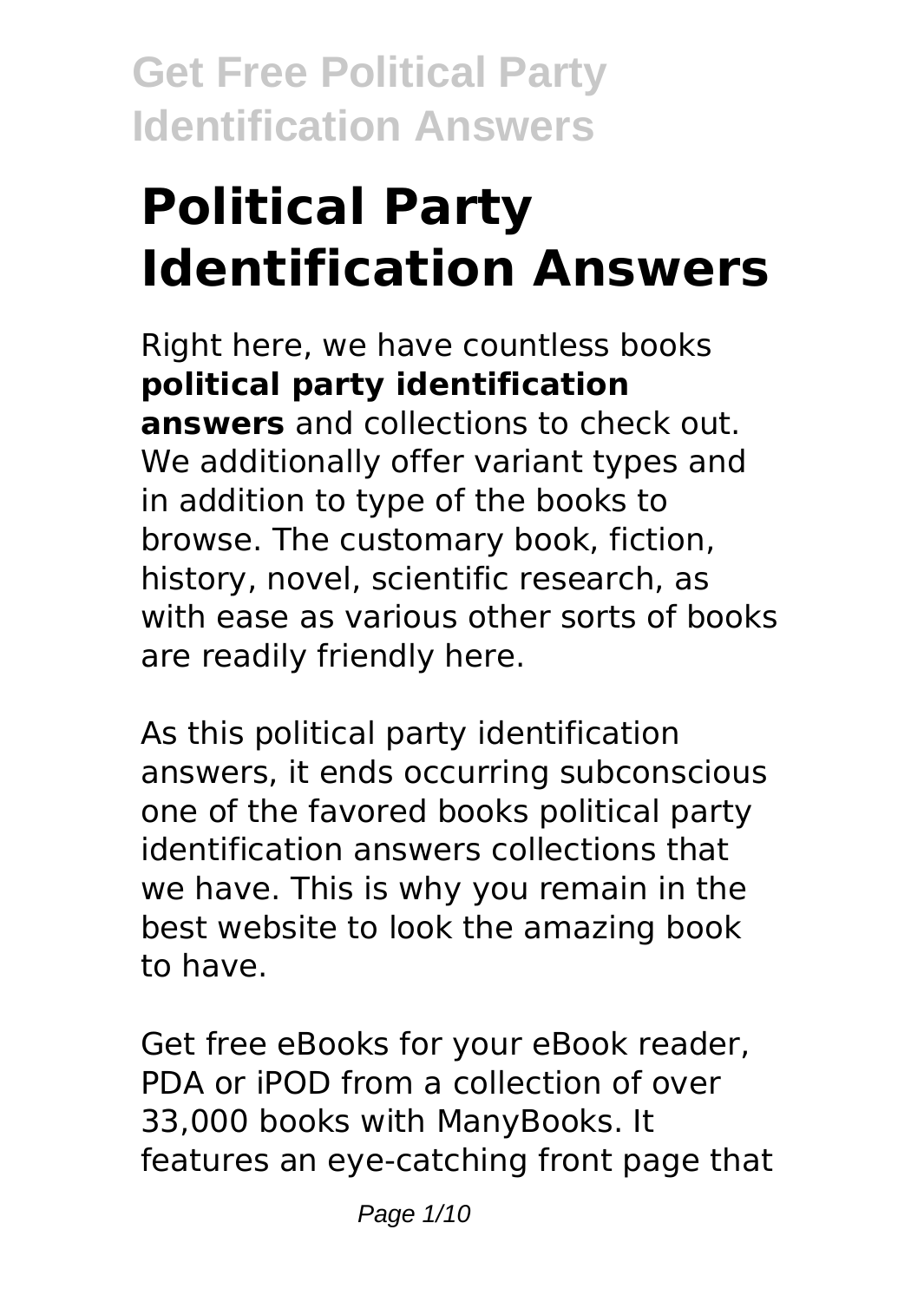# Political Party Identification Answers

Right here, we have countless books **political party identification answers** and collections to check out. We additionally offer variant types and in addition to type of the books to browse. The customary book, fiction, history, novel, scientific research, as with ease as various other sorts of books are readily friendly here.

As this political party identification answers, it ends occurring subconscious one of the favored books political party identification answers collections that we have. This is why you remain in the best website to look the amazing book to have.

Get free eBooks for your eBook reader, PDA or iPOD from a collection of over 33,000 books with ManyBooks. It features an eye-catching front page that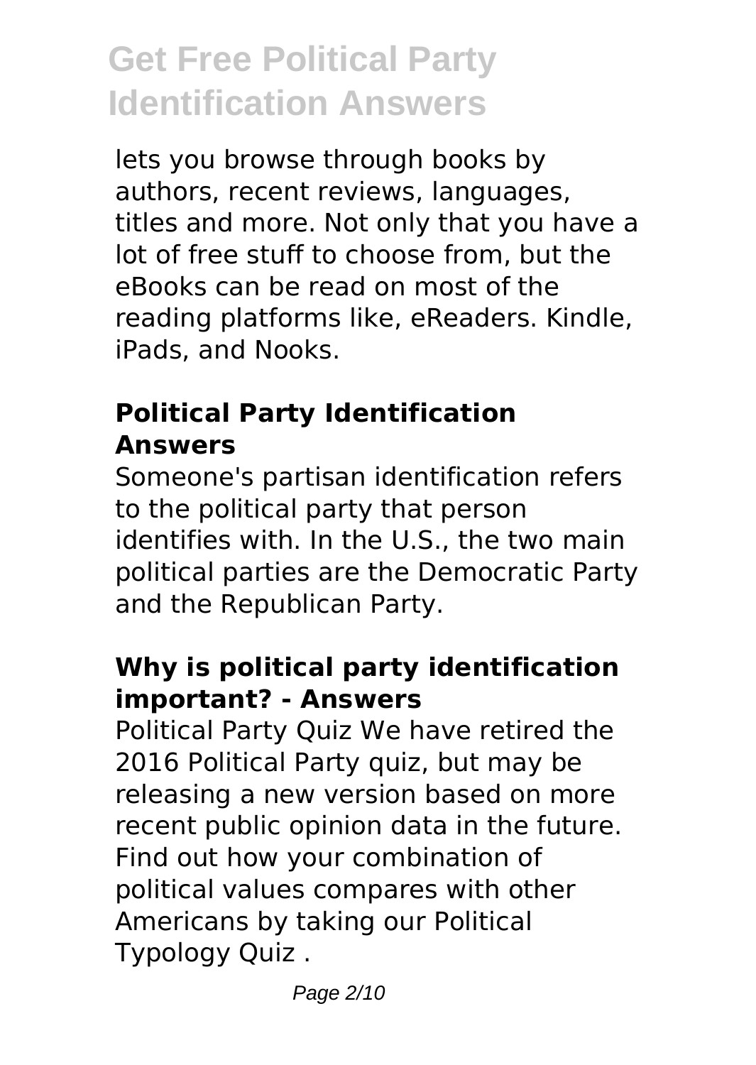lets you browse through books by authors, recent reviews, languages, titles and more. Not only that you have a lot of free stuff to choose from, but the eBooks can be read on most of the reading platforms like, eReaders. Kindle, iPads, and Nooks.

### Political Party Identification Answers

Someone's partisan identification refers to the political party that person identifies with. In the U.S., the two main political parties are the Democratic Party and the Republican Party.

### Why is political party identification important? - Answers

Political Party Quiz We have retired the 2016 Political Party quiz, but may be releasing a new version based on more recent public opinion data in the future. Find out how your combination of political values compares with other Americans by taking our Political Typology Quiz .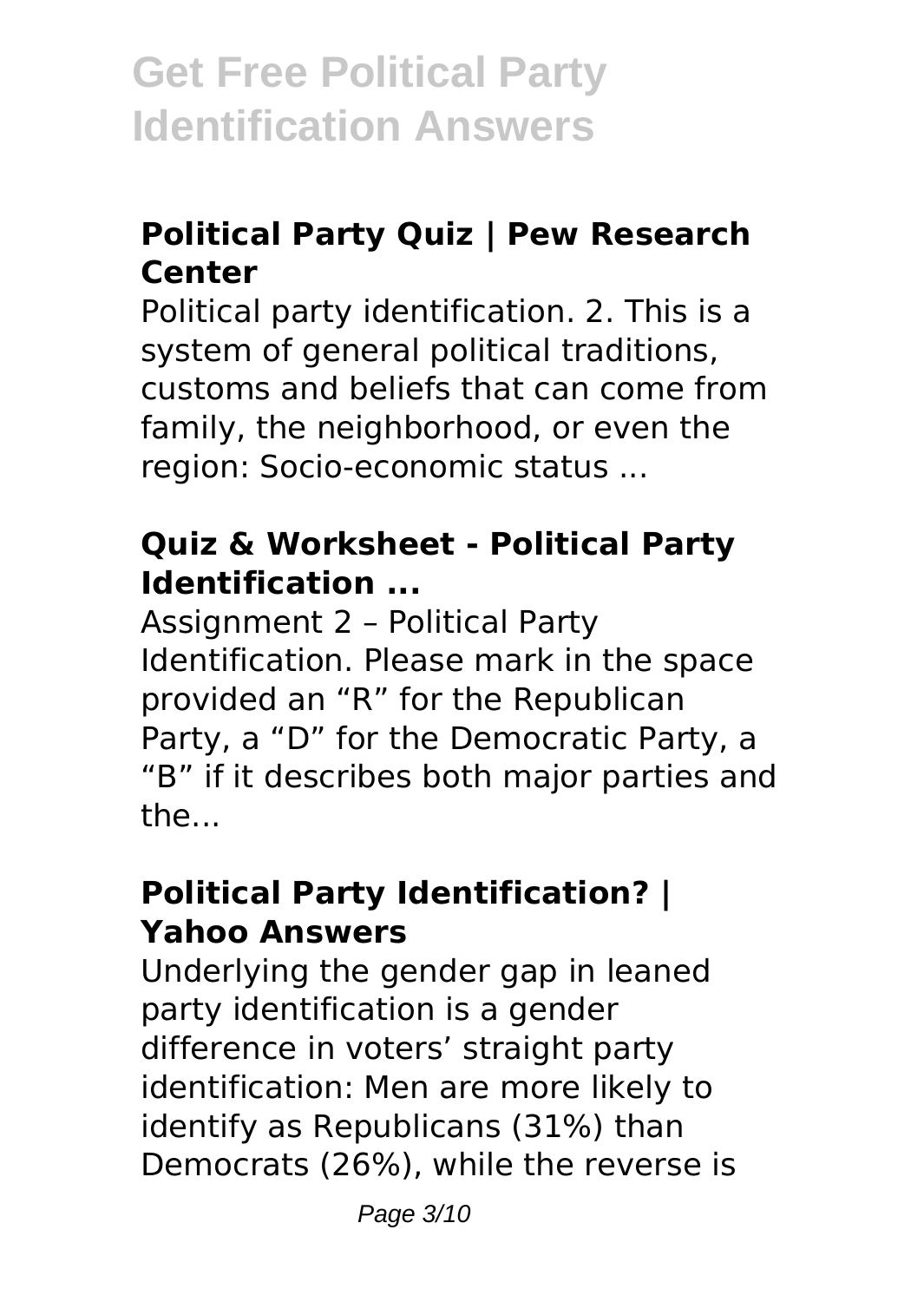# Get Free Political Party Identification Answers

### Political Party Quiz | Pew Research Center

Political party identification. 2. This is a system of general political traditions, customs and beliefs that can come from family, the neighborhood, or even the region: Socio-economic status ...

### Quiz & Worksheet - Political Party Identification ...

Assignment 2 – Political Party Identification. Please mark in the space provided an "R" for the Republican Party, a "D" for the Democratic Party, a "B" if it describes both major parties and the...

### Political Party Identification? | Yahoo Answers

Underlying the gender gap in leaned party identification is a gender difference in voters' straight party identification: Men are more likely to identify as Republicans (31%) than Democrats (26%), while the reverse is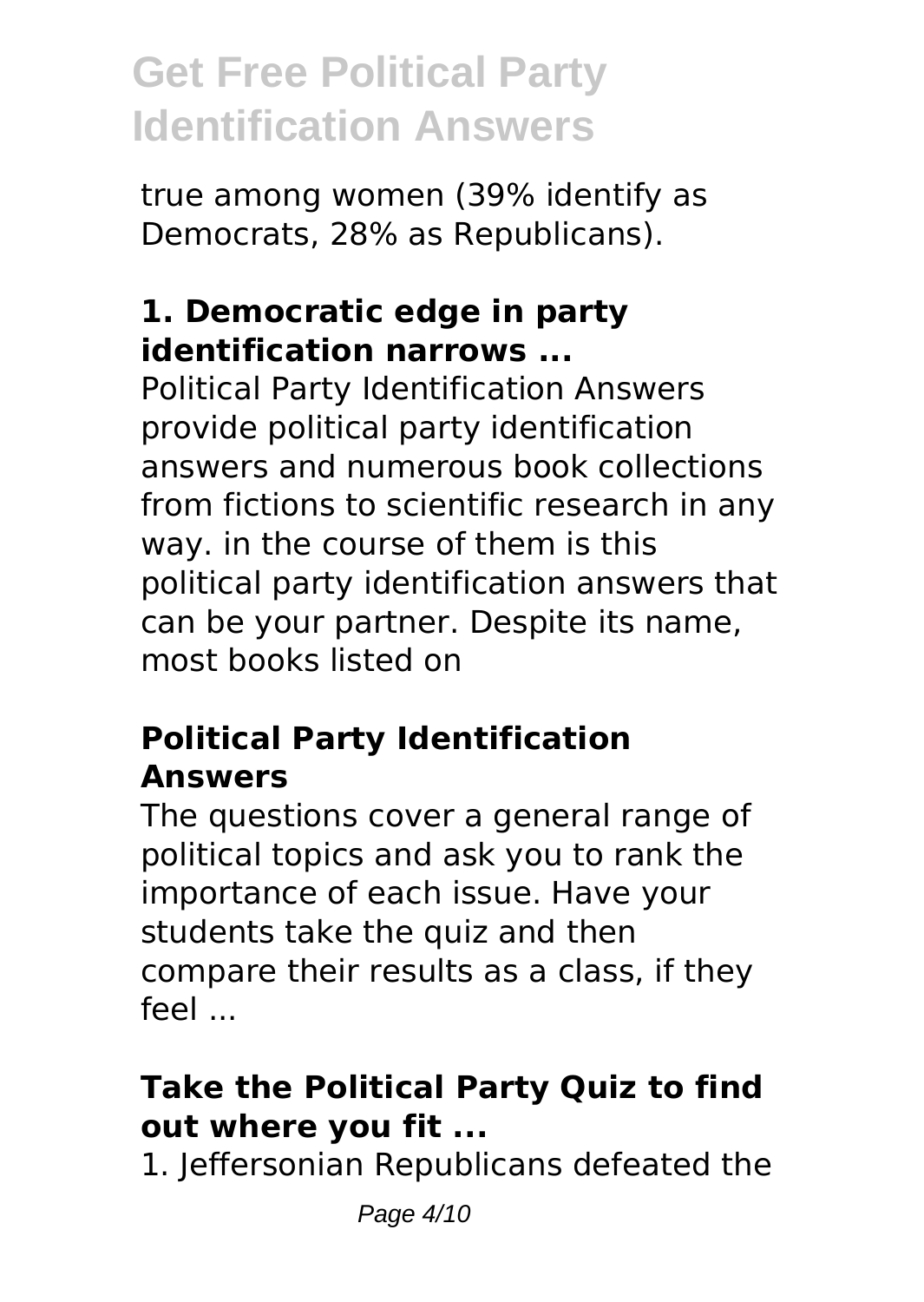true among women (39% identify as Democrats, 28% as Republicans).

### 1. Democratic edge in party identification narrows ...

Political Party Identification Answers provide political party identification answers and numerous book collections from fictions to scientific research in any way. in the course of them is this political party identification answers that can be your partner. Despite its name, most books listed on

### Political Party Identification Answers

The questions cover a general range of political topics and ask you to rank the importance of each issue. Have your students take the quiz and then compare their results as a class, if they feel ...

### Take the Political Party Quiz to find out where you fit ...

1. Jeffersonian Republicans defeated the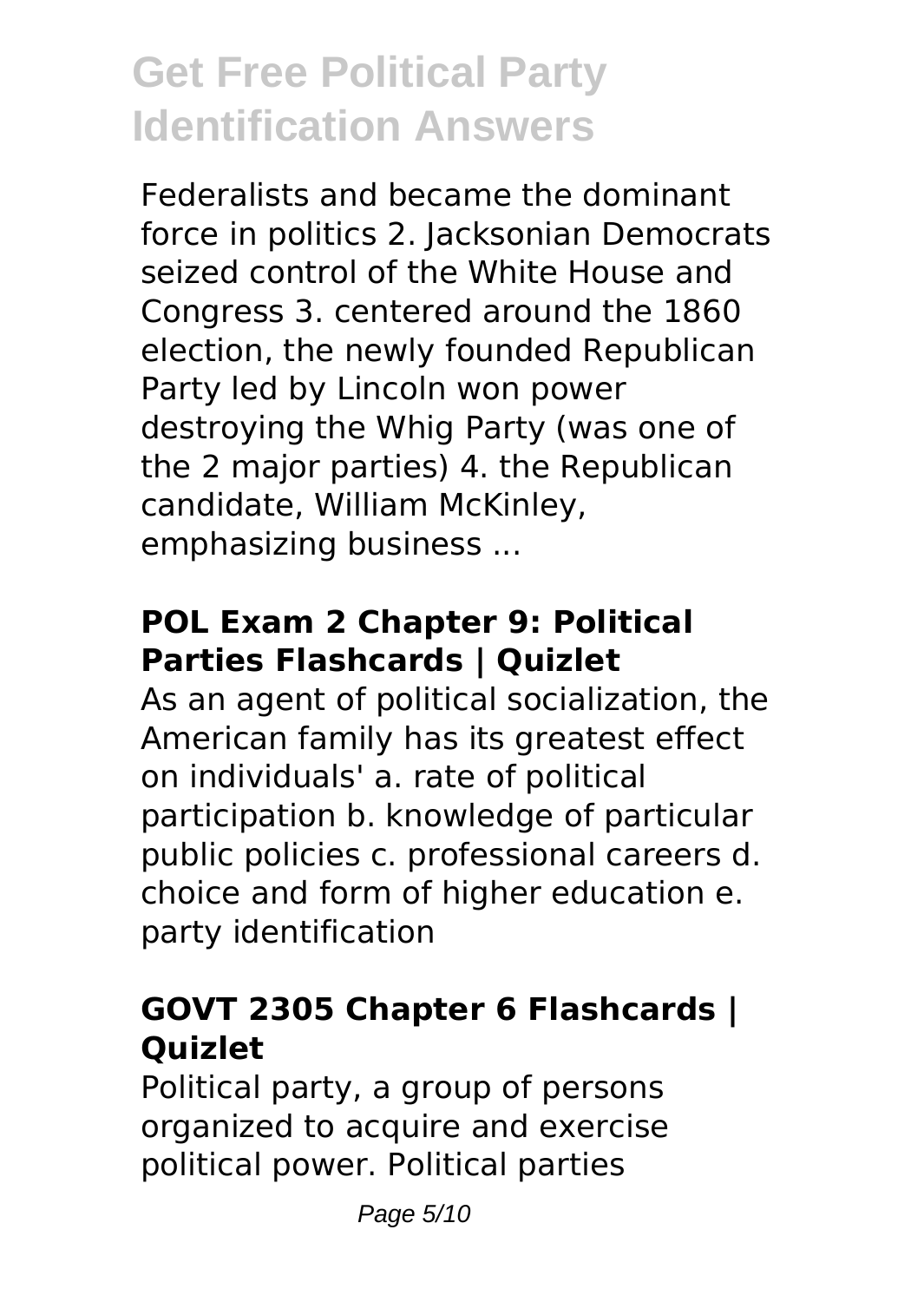Federalists and became the dominant force in politics 2. Jacksonian Democrats seized control of the White House and Congress 3. centered around the 1860 election, the newly founded Republican Party led by Lincoln won power destroying the Whig Party (was one of the 2 major parties) 4. the Republican candidate, William McKinley, emphasizing business ...

### POL Exam 2 Chapter 9: Political Parties Flashcards | Quizlet

As an agent of political socialization, the American family has its greatest effect on individuals' a. rate of political participation b. knowledge of particular public policies c. professional careers d. choice and form of higher education e. party identification

### GOVT 2305 Chapter 6 Flashcards | Quizlet

Political party, a group of persons organized to acquire and exercise political power. Political parties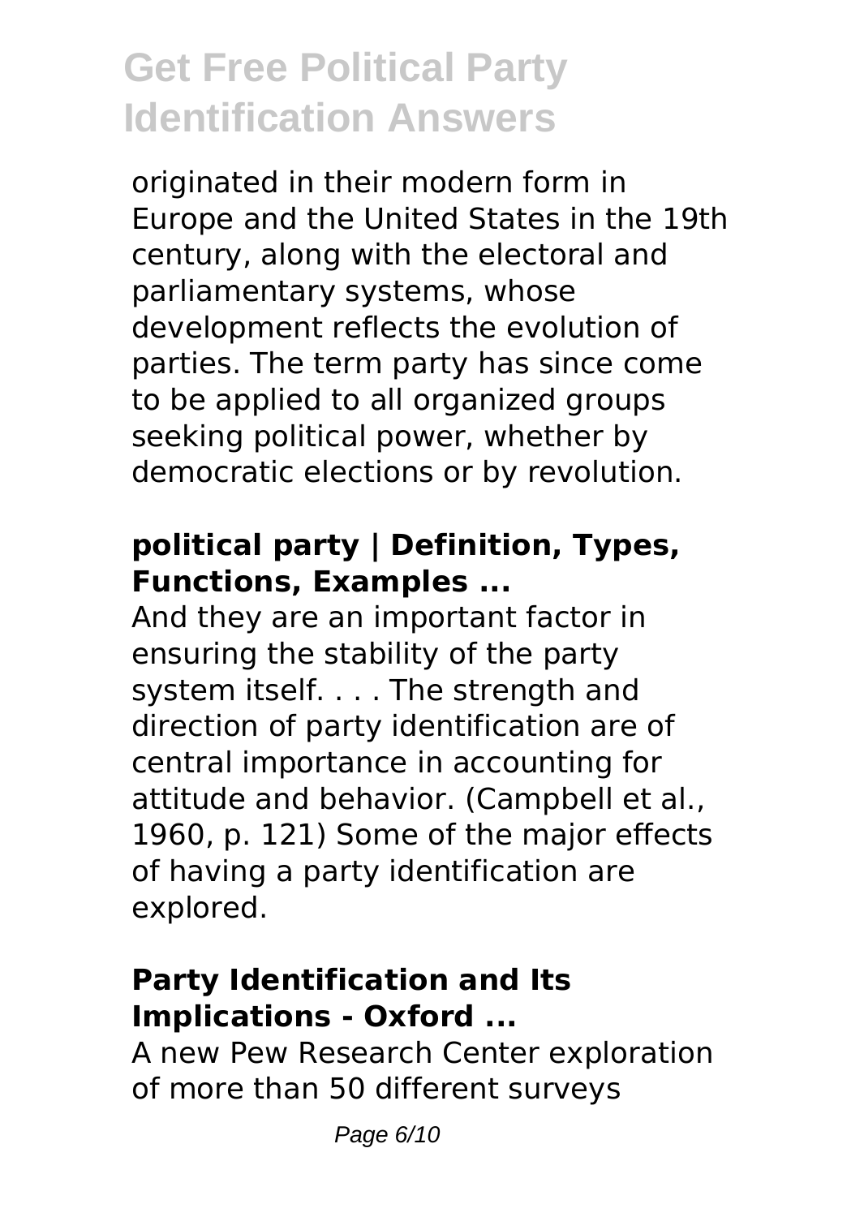originated in their modern form in Europe and the United States in the 19th century, along with the electoral and parliamentary systems, whose development reflects the evolution of parties. The term party has since come to be applied to all organized groups seeking political power, whether by democratic elections or by revolution.

### political party | Definition, Types, Functions, Examples ...

And they are an important factor in ensuring the stability of the party system itself. . . . The strength and direction of party identification are of central importance in accounting for attitude and behavior. (Campbell et al., 1960, p. 121) Some of the major effects of having a party identification are explored.

### Party Identification and Its Implications - Oxford ...

A new Pew Research Center exploration of more than 50 different surveys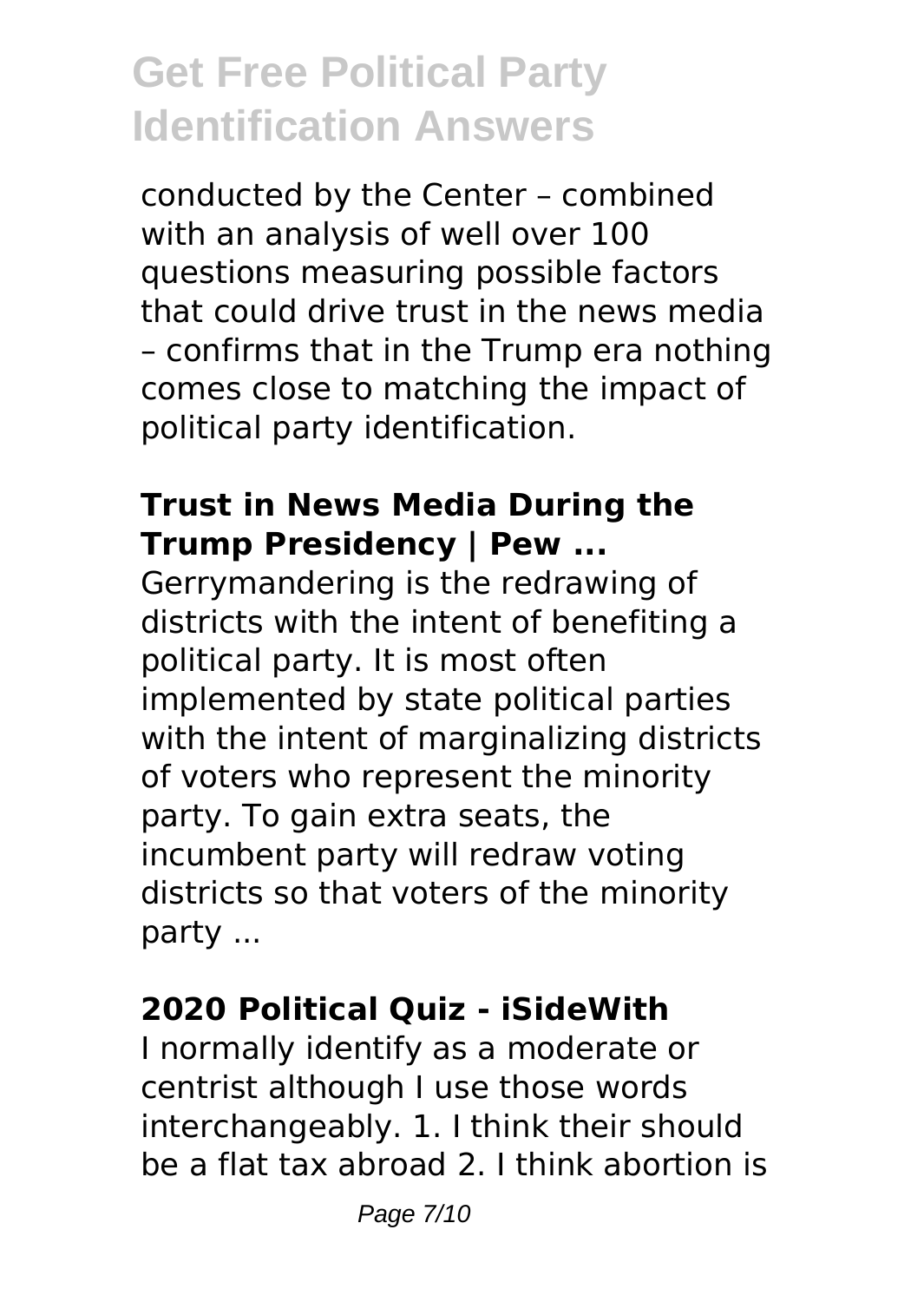conducted by the Center – combined with an analysis of well over 100 questions measuring possible factors that could drive trust in the news media – confirms that in the Trump era nothing comes close to matching the impact of political party identification.

## Trust in News Media During the Trump Presidency | Pew ...

Gerrymandering is the redrawing of districts with the intent of benefiting a political party. It is most often implemented by state political parties with the intent of marginalizing districts of voters who represent the minority party. To gain extra seats, the incumbent party will redraw voting districts so that voters of the minority party ...

## 2020 Political Quiz - iSideWith

I normally identify as a moderate or centrist although I use those words interchangeably. 1. I think their should be a flat tax abroad 2. I think abortion is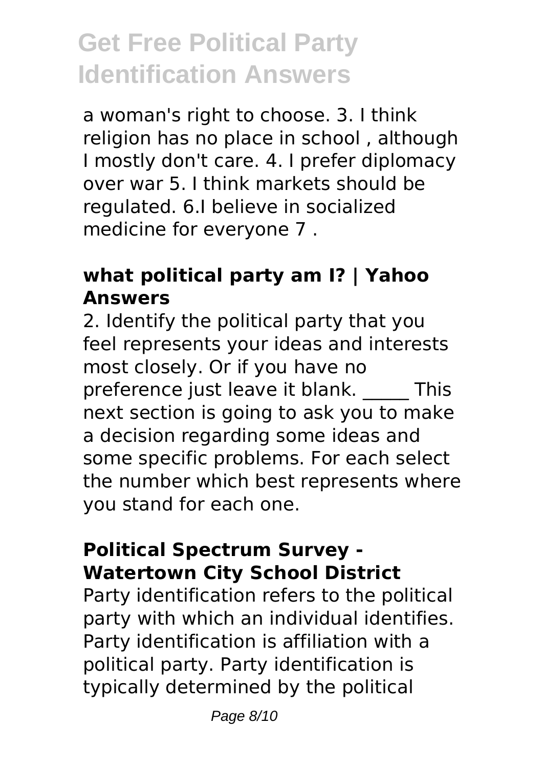a woman's right to choose. 3. I think religion has no place in school , although I mostly don't care. 4. I prefer diplomacy over war 5. I think markets should be regulated. 6.I believe in socialized medicine for everyone 7 .

### **what political party am I? | Yahoo Answers**

2. Identify the political party that you feel represents your ideas and interests most closely. Or if you have no preference just leave it blank. _____ This next section is going to ask you to make a decision regarding some ideas and some specific problems. For each select the number which best represents where you stand for each one.

### **Political Spectrum Survey - Watertown City School District**

Party identification refers to the political party with which an individual identifies. Party identification is affiliation with a political party. Party identification is typically determined by the political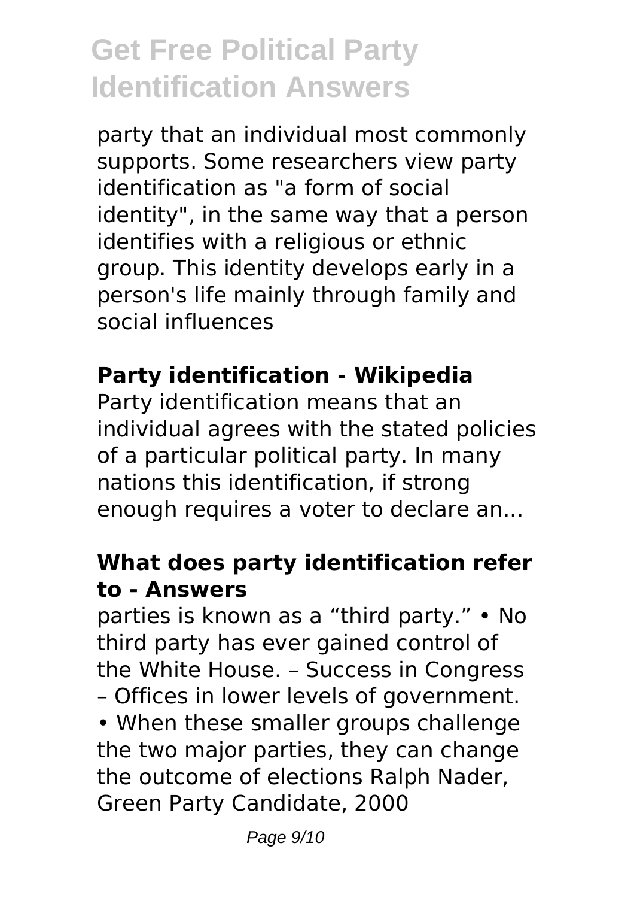party that an individual most commonly supports. Some researchers view party identification as "a form of social identity", in the same way that a person identifies with a religious or ethnic group. This identity develops early in a person's life mainly through family and social influences

**Party identification - Wikipedia**

Party identification means that an individual agrees with the stated policies of a particular political party. In many nations this identification, if strong enough requires a voter to declare an...

**What does party identification refer to - Answers**

parties is known as a “third party.” • No third party has ever gained control of the White House. – Success in Congress – Offices in lower levels of government. • When these smaller groups challenge the two major parties, they can change the outcome of elections Ralph Nader, Green Party Candidate, 2000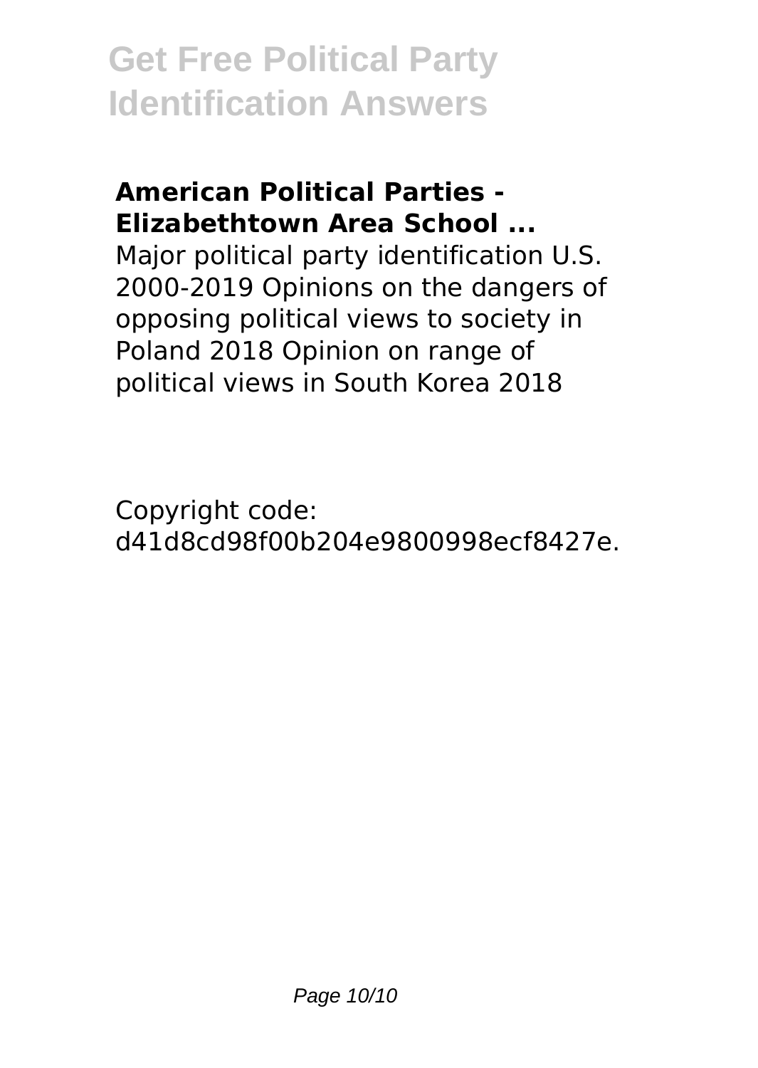### American Political Parties - Elizabethtown Area School ...

Major political party identification U.S. 2000-2019 Opinions on the dangers of opposing political views to society in Poland 2018 Opinion on range of political views in South Korea 2018

Copyright code: d41d8cd98f00b204e9800998ecf8427e.